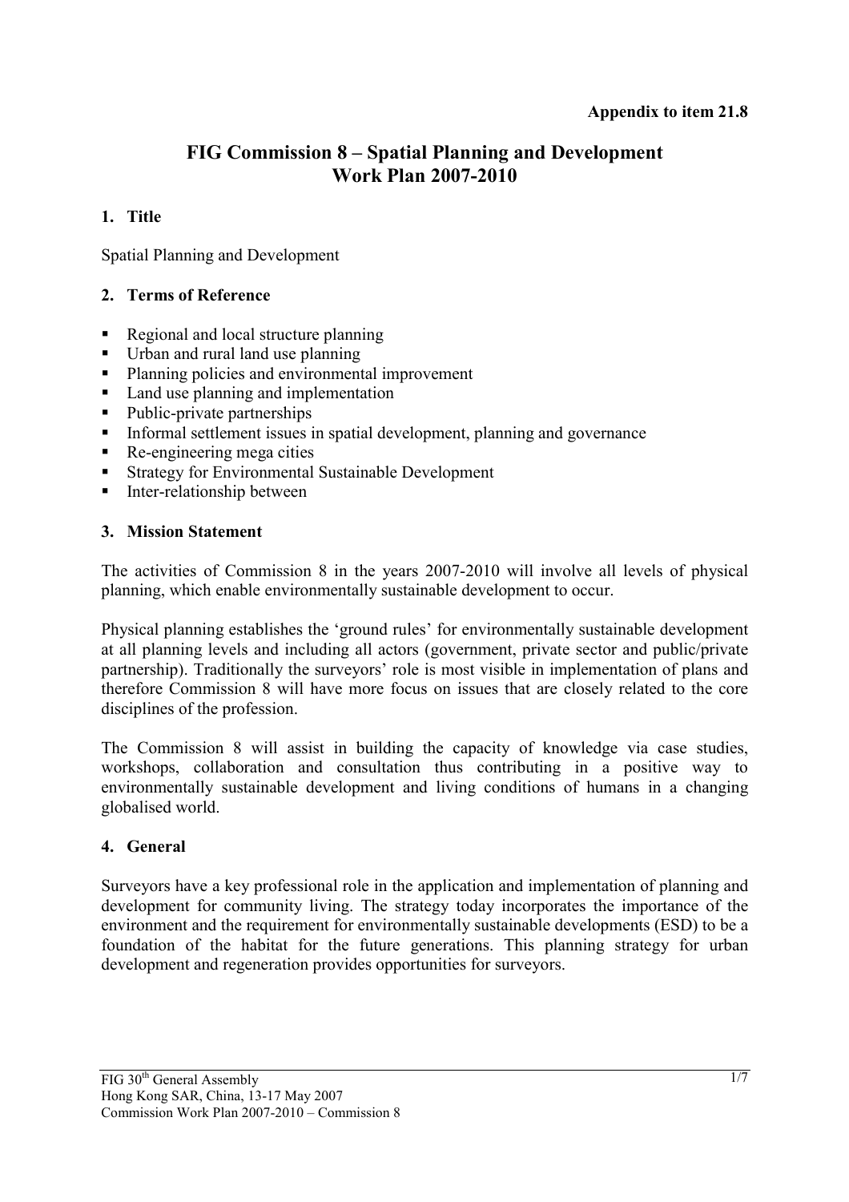**Appendix to item 21.8**

# FIG Commission 8 – Spatial Planning and Development
# Work Plan 2007-2010

## 1. Title

Spatial Planning and Development

## 2. Terms of Reference

- Regional and local structure planning
- Urban and rural land use planning
- Planning policies and environmental improvement
- Land use planning and implementation
- Public-private partnerships
- Informal settlement issues in spatial development, planning and governance
- Re-engineering mega cities
- Strategy for Environmental Sustainable Development
- Inter-relationship between

## 3. Mission Statement

The activities of Commission 8 in the years 2007-2010 will involve all levels of physical planning, which enable environmentally sustainable development to occur.

Physical planning establishes the 'ground rules' for environmentally sustainable development at all planning levels and including all actors (government, private sector and public/private partnership). Traditionally the surveyors' role is most visible in implementation of plans and therefore Commission 8 will have more focus on issues that are closely related to the core disciplines of the profession.

The Commission 8 will assist in building the capacity of knowledge via case studies, workshops, collaboration and consultation thus contributing in a positive way to environmentally sustainable development and living conditions of humans in a changing globalised world.

## 4. General

Surveyors have a key professional role in the application and implementation of planning and development for community living. The strategy today incorporates the importance of the environment and the requirement for environmentally sustainable developments (ESD) to be a foundation of the habitat for the future generations. This planning strategy for urban development and regeneration provides opportunities for surveyors.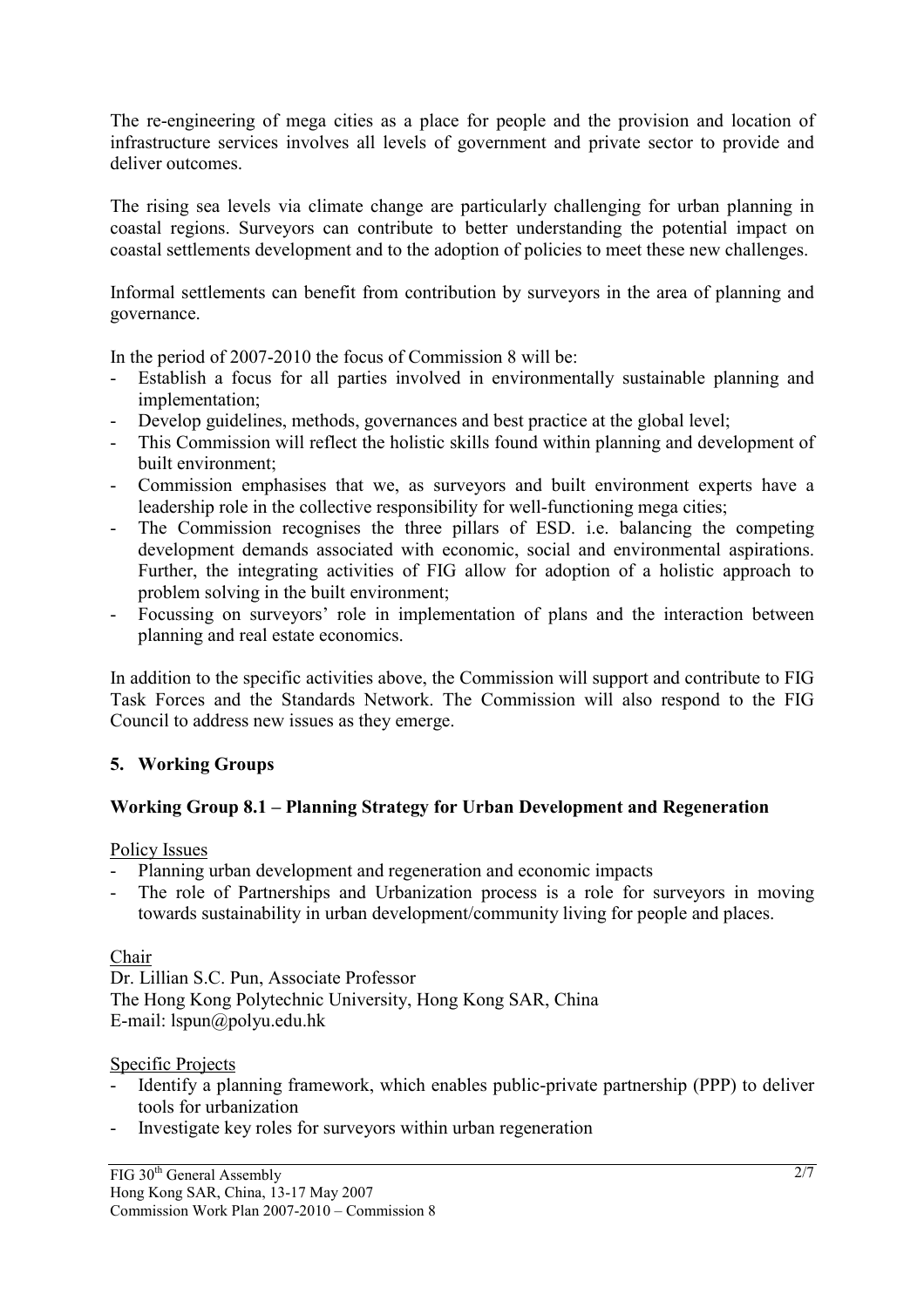The re-engineering of mega cities as a place for people and the provision and location of infrastructure services involves all levels of government and private sector to provide and deliver outcomes.

The rising sea levels via climate change are particularly challenging for urban planning in coastal regions. Surveyors can contribute to better understanding the potential impact on coastal settlements development and to the adoption of policies to meet these new challenges.

Informal settlements can benefit from contribution by surveyors in the area of planning and governance.

In the period of 2007-2010 the focus of Commission 8 will be:

- Establish a focus for all parties involved in environmentally sustainable planning and implementation;
- Develop guidelines, methods, governances and best practice at the global level;
- This Commission will reflect the holistic skills found within planning and development of built environment;
- Commission emphasises that we, as surveyors and built environment experts have a leadership role in the collective responsibility for well-functioning mega cities;
- The Commission recognises the three pillars of ESD. i.e. balancing the competing development demands associated with economic, social and environmental aspirations. Further, the integrating activities of FIG allow for adoption of a holistic approach to problem solving in the built environment;
- Focussing on surveyors' role in implementation of plans and the interaction between planning and real estate economics.

In addition to the specific activities above, the Commission will support and contribute to FIG Task Forces and the Standards Network. The Commission will also respond to the FIG Council to address new issues as they emerge.

## 5. Working Groups

### Working Group 8.1 – Planning Strategy for Urban Development and Regeneration

Policy Issues

- Planning urban development and regeneration and economic impacts
- The role of Partnerships and Urbanization process is a role for surveyors in moving towards sustainability in urban development/community living for people and places.

Chair

Dr. Lillian S.C. Pun, Associate Professor
The Hong Kong Polytechnic University, Hong Kong SAR, China
E-mail: lspun@polyu.edu.hk

Specific Projects

- Identify a planning framework, which enables public-private partnership (PPP) to deliver tools for urbanization
- Investigate key roles for surveyors within urban regeneration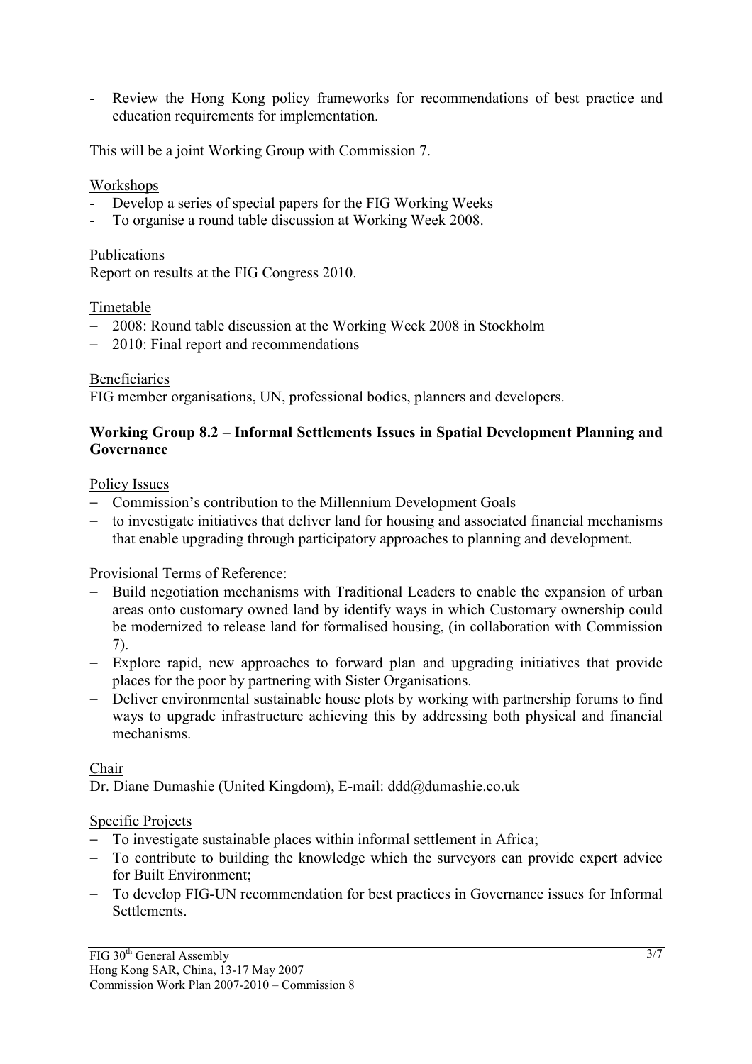- Review the Hong Kong policy frameworks for recommendations of best practice and education requirements for implementation.

This will be a joint Working Group with Commission 7.

Workshops

- Develop a series of special papers for the FIG Working Weeks
- To organise a round table discussion at Working Week 2008.

Publications

Report on results at the FIG Congress 2010.

Timetable

- 2008: Round table discussion at the Working Week 2008 in Stockholm
- 2010: Final report and recommendations

Beneficiaries

FIG member organisations, UN, professional bodies, planners and developers.

**Working Group 8.2 – Informal Settlements Issues in Spatial Development Planning and Governance**

Policy Issues

- Commission's contribution to the Millennium Development Goals
- to investigate initiatives that deliver land for housing and associated financial mechanisms that enable upgrading through participatory approaches to planning and development.

Provisional Terms of Reference:

- Build negotiation mechanisms with Traditional Leaders to enable the expansion of urban areas onto customary owned land by identify ways in which Customary ownership could be modernized to release land for formalised housing, (in collaboration with Commission 7).
- Explore rapid, new approaches to forward plan and upgrading initiatives that provide places for the poor by partnering with Sister Organisations.
- Deliver environmental sustainable house plots by working with partnership forums to find ways to upgrade infrastructure achieving this by addressing both physical and financial mechanisms.

Chair

Dr. Diane Dumashie (United Kingdom), E-mail: ddd@dumashie.co.uk

Specific Projects

- To investigate sustainable places within informal settlement in Africa;
- To contribute to building the knowledge which the surveyors can provide expert advice for Built Environment;
- To develop FIG-UN recommendation for best practices in Governance issues for Informal Settlements.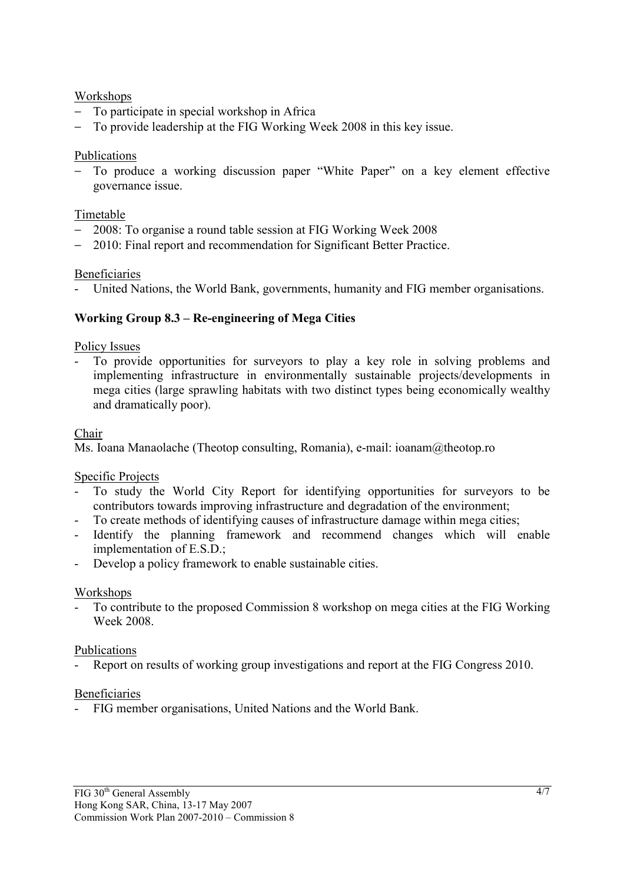Workshops

- To participate in special workshop in Africa
- To provide leadership at the FIG Working Week 2008 in this key issue.

Publications

- To produce a working discussion paper "White Paper" on a key element effective governance issue.

Timetable

- 2008: To organise a round table session at FIG Working Week 2008
- 2010: Final report and recommendation for Significant Better Practice.

Beneficiaries

- United Nations, the World Bank, governments, humanity and FIG member organisations.

**Working Group 8.3 – Re-engineering of Mega Cities**

Policy Issues

- To provide opportunities for surveyors to play a key role in solving problems and implementing infrastructure in environmentally sustainable projects/developments in mega cities (large sprawling habitats with two distinct types being economically wealthy and dramatically poor).

Chair

Ms. Ioana Manaolache (Theotop consulting, Romania), e-mail: ioanam@theotop.ro

Specific Projects

- To study the World City Report for identifying opportunities for surveyors to be contributors towards improving infrastructure and degradation of the environment;
- To create methods of identifying causes of infrastructure damage within mega cities;
- Identify the planning framework and recommend changes which will enable implementation of E.S.D.;
- Develop a policy framework to enable sustainable cities.

Workshops

- To contribute to the proposed Commission 8 workshop on mega cities at the FIG Working Week 2008.

Publications

- Report on results of working group investigations and report at the FIG Congress 2010.

Beneficiaries

- FIG member organisations, United Nations and the World Bank.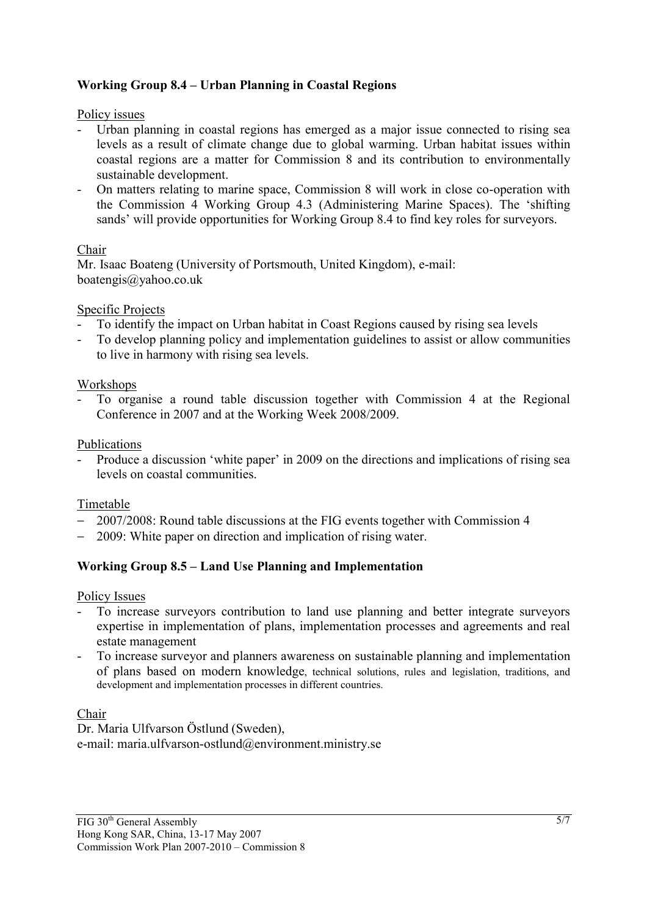### Working Group 8.4 – Urban Planning in Coastal Regions

Policy issues

- Urban planning in coastal regions has emerged as a major issue connected to rising sea levels as a result of climate change due to global warming. Urban habitat issues within coastal regions are a matter for Commission 8 and its contribution to environmentally sustainable development.
- On matters relating to marine space, Commission 8 will work in close co-operation with the Commission 4 Working Group 4.3 (Administering Marine Spaces). The 'shifting sands' will provide opportunities for Working Group 8.4 to find key roles for surveyors.

Chair

Mr. Isaac Boateng (University of Portsmouth, United Kingdom), e-mail: boatengis@yahoo.co.uk

Specific Projects

- To identify the impact on Urban habitat in Coast Regions caused by rising sea levels
- To develop planning policy and implementation guidelines to assist or allow communities to live in harmony with rising sea levels.

Workshops

- To organise a round table discussion together with Commission 4 at the Regional Conference in 2007 and at the Working Week 2008/2009.

Publications

- Produce a discussion 'white paper' in 2009 on the directions and implications of rising sea levels on coastal communities.

Timetable

- 2007/2008: Round table discussions at the FIG events together with Commission 4
- 2009: White paper on direction and implication of rising water.

### Working Group 8.5 – Land Use Planning and Implementation

Policy Issues

- To increase surveyors contribution to land use planning and better integrate surveyors expertise in implementation of plans, implementation processes and agreements and real estate management
- To increase surveyor and planners awareness on sustainable planning and implementation of plans based on modern knowledge, technical solutions, rules and legislation, traditions, and development and implementation processes in different countries.

Chair

Dr. Maria Ulfvarson Östlund (Sweden),
e-mail: maria.ulfvarson-ostlund@environment.ministry.se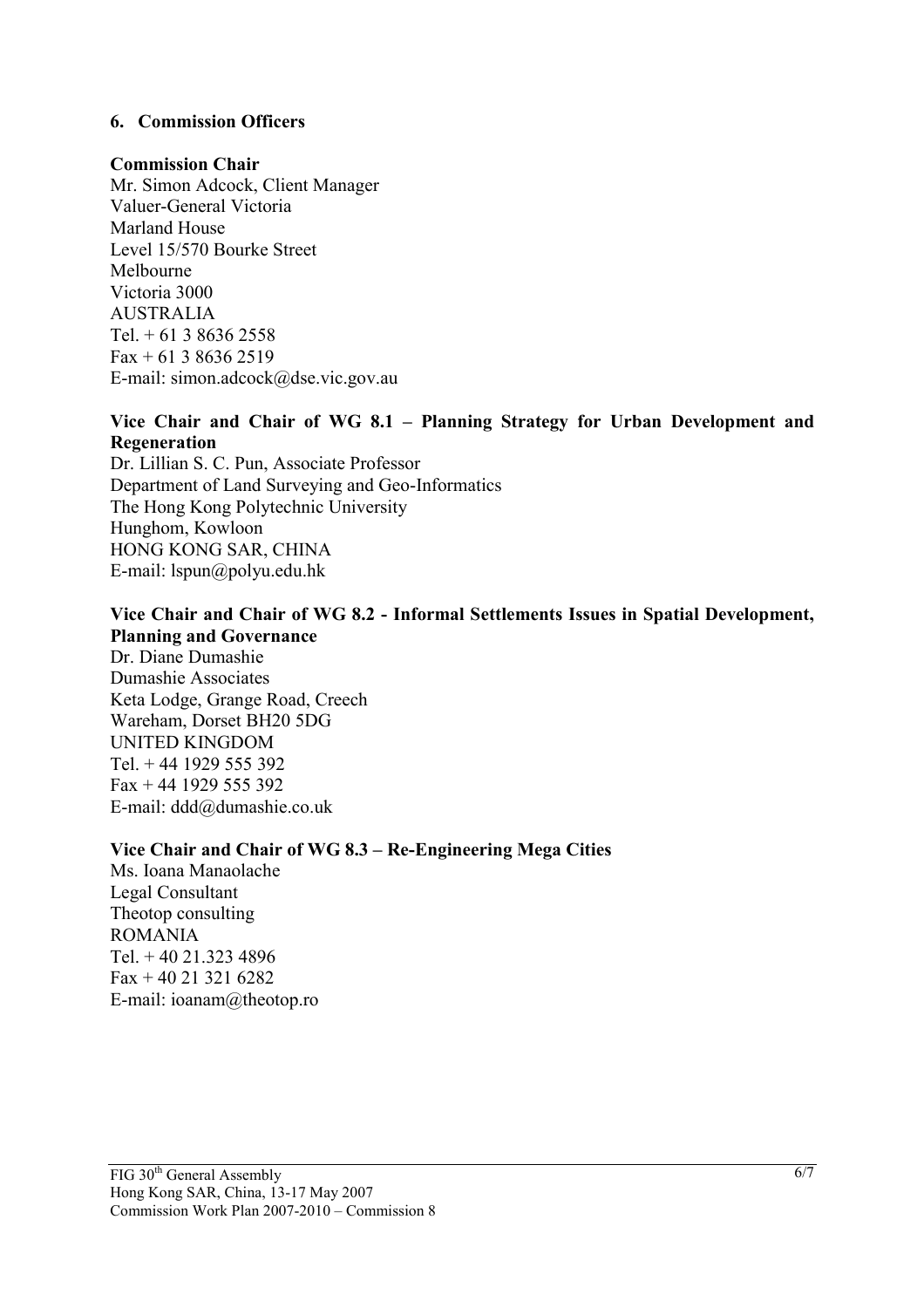## 6. Commission Officers

**Commission Chair**

Mr. Simon Adcock, Client Manager
Valuer-General Victoria
Marland House
Level 15/570 Bourke Street
Melbourne
Victoria 3000
AUSTRALIA
Tel. + 61 3 8636 2558
Fax + 61 3 8636 2519
E-mail: simon.adcock@dse.vic.gov.au

**Vice Chair and Chair of WG 8.1 – Planning Strategy for Urban Development and Regeneration**

Dr. Lillian S. C. Pun, Associate Professor
Department of Land Surveying and Geo-Informatics
The Hong Kong Polytechnic University
Hunghom, Kowloon
HONG KONG SAR, CHINA
E-mail: lspun@polyu.edu.hk

**Vice Chair and Chair of WG 8.2 - Informal Settlements Issues in Spatial Development, Planning and Governance**

Dr. Diane Dumashie
Dumashie Associates
Keta Lodge, Grange Road, Creech
Wareham, Dorset BH20 5DG
UNITED KINGDOM
Tel. + 44 1929 555 392
Fax + 44 1929 555 392
E-mail: ddd@dumashie.co.uk

**Vice Chair and Chair of WG 8.3 – Re-Engineering Mega Cities**

Ms. Ioana Manaolache
Legal Consultant
Theotop consulting
ROMANIA
Tel. + 40 21.323 4896
Fax + 40 21 321 6282
E-mail: ioanam@theotop.ro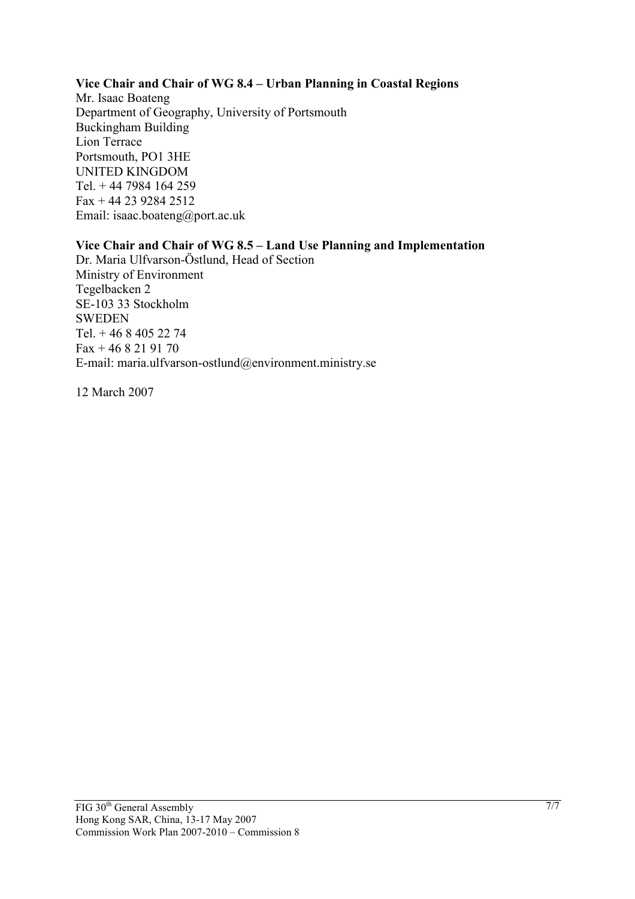**Vice Chair and Chair of WG 8.4 – Urban Planning in Coastal Regions**
Mr. Isaac Boateng
Department of Geography, University of Portsmouth
Buckingham Building
Lion Terrace
Portsmouth, PO1 3HE
UNITED KINGDOM
Tel. + 44 7984 164 259
Fax + 44 23 9284 2512
Email: isaac.boateng@port.ac.uk

**Vice Chair and Chair of WG 8.5 – Land Use Planning and Implementation**
Dr. Maria Ulfvarson-Östlund, Head of Section
Ministry of Environment
Tegelbacken 2
SE-103 33 Stockholm
SWEDEN
Tel. + 46 8 405 22 74
Fax + 46 8 21 91 70
E-mail: maria.ulfvarson-ostlund@environment.ministry.se

12 March 2007